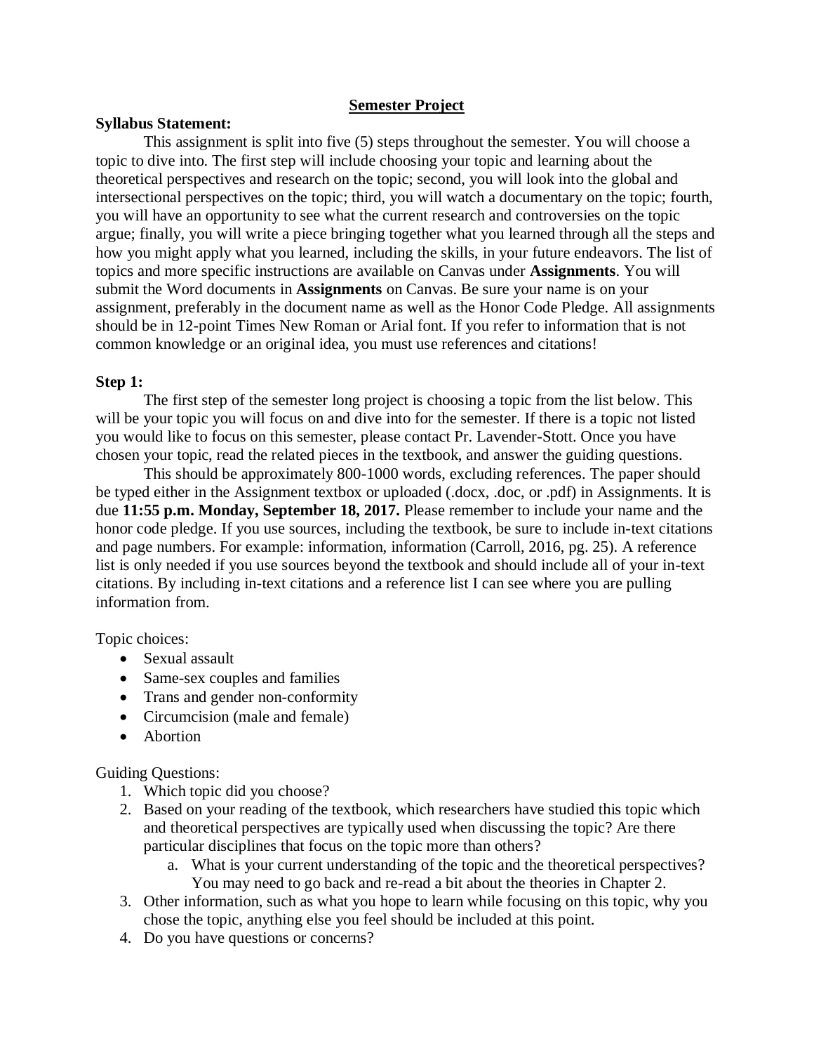# Semester Project

**Syllabus Statement:**

This assignment is split into five (5) steps throughout the semester. You will choose a topic to dive into. The first step will include choosing your topic and learning about the theoretical perspectives and research on the topic; second, you will look into the global and intersectional perspectives on the topic; third, you will watch a documentary on the topic; fourth, you will have an opportunity to see what the current research and controversies on the topic argue; finally, you will write a piece bringing together what you learned through all the steps and how you might apply what you learned, including the skills, in your future endeavors. The list of topics and more specific instructions are available on Canvas under **Assignments**. You will submit the Word documents in **Assignments** on Canvas. Be sure your name is on your assignment, preferably in the document name as well as the Honor Code Pledge. All assignments should be in 12-point Times New Roman or Arial font. If you refer to information that is not common knowledge or an original idea, you must use references and citations!

**Step 1:**

The first step of the semester long project is choosing a topic from the list below. This will be your topic you will focus on and dive into for the semester. If there is a topic not listed you would like to focus on this semester, please contact Pr. Lavender-Stott. Once you have chosen your topic, read the related pieces in the textbook, and answer the guiding questions.

This should be approximately 800-1000 words, excluding references. The paper should be typed either in the Assignment textbox or uploaded (.docx, .doc, or .pdf) in Assignments. It is due **11:55 p.m. Monday, September 18, 2017.** Please remember to include your name and the honor code pledge. If you use sources, including the textbook, be sure to include in-text citations and page numbers. For example: information, information (Carroll, 2016, pg. 25). A reference list is only needed if you use sources beyond the textbook and should include all of your in-text citations. By including in-text citations and a reference list I can see where you are pulling information from.

Topic choices:

- Sexual assault
- Same-sex couples and families
- Trans and gender non-conformity
- Circumcision (male and female)
- Abortion

Guiding Questions:

1. Which topic did you choose?
2. Based on your reading of the textbook, which researchers have studied this topic which and theoretical perspectives are typically used when discussing the topic? Are there particular disciplines that focus on the topic more than others?
    a. What is your current understanding of the topic and the theoretical perspectives? You may need to go back and re-read a bit about the theories in Chapter 2.
3. Other information, such as what you hope to learn while focusing on this topic, why you chose the topic, anything else you feel should be included at this point.
4. Do you have questions or concerns?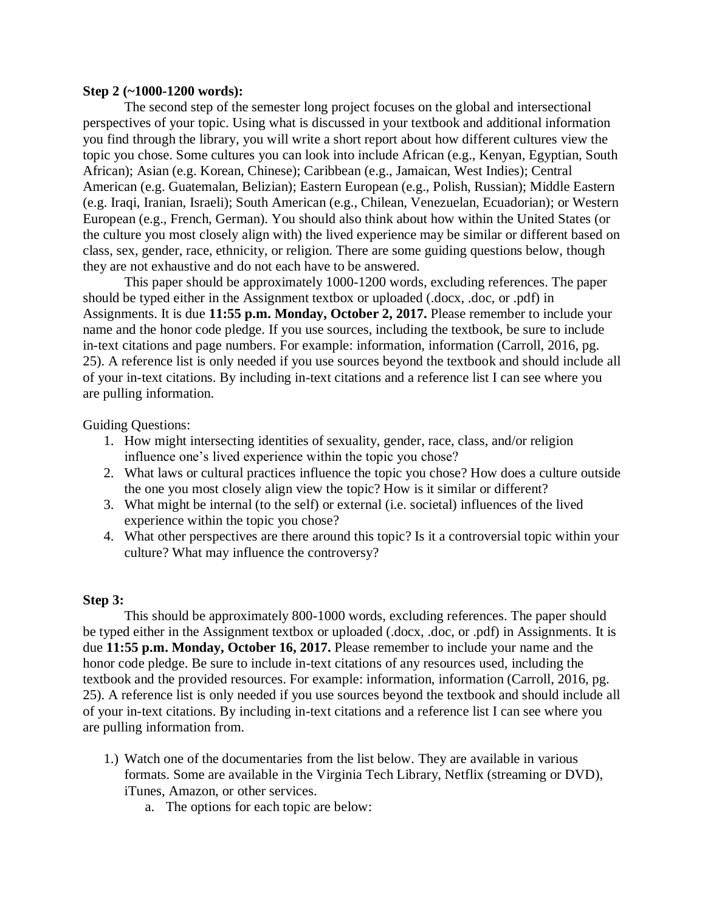**Step 2 (~1000-1200 words):**

The second step of the semester long project focuses on the global and intersectional perspectives of your topic. Using what is discussed in your textbook and additional information you find through the library, you will write a short report about how different cultures view the topic you chose. Some cultures you can look into include African (e.g., Kenyan, Egyptian, South African); Asian (e.g. Korean, Chinese); Caribbean (e.g., Jamaican, West Indies); Central American (e.g. Guatemalan, Belizian); Eastern European (e.g., Polish, Russian); Middle Eastern (e.g. Iraqi, Iranian, Israeli); South American (e.g., Chilean, Venezuelan, Ecuadorian); or Western European (e.g., French, German). You should also think about how within the United States (or the culture you most closely align with) the lived experience may be similar or different based on class, sex, gender, race, ethnicity, or religion. There are some guiding questions below, though they are not exhaustive and do not each have to be answered.

This paper should be approximately 1000-1200 words, excluding references. The paper should be typed either in the Assignment textbox or uploaded (.docx, .doc, or .pdf) in Assignments. It is due **11:55 p.m. Monday, October 2, 2017.** Please remember to include your name and the honor code pledge. If you use sources, including the textbook, be sure to include in-text citations and page numbers. For example: information, information (Carroll, 2016, pg. 25). A reference list is only needed if you use sources beyond the textbook and should include all of your in-text citations. By including in-text citations and a reference list I can see where you are pulling information.

Guiding Questions:

1. How might intersecting identities of sexuality, gender, race, class, and/or religion influence one's lived experience within the topic you chose?
2. What laws or cultural practices influence the topic you chose? How does a culture outside the one you most closely align view the topic? How is it similar or different?
3. What might be internal (to the self) or external (i.e. societal) influences of the lived experience within the topic you chose?
4. What other perspectives are there around this topic? Is it a controversial topic within your culture? What may influence the controversy?

**Step 3:**

This should be approximately 800-1000 words, excluding references. The paper should be typed either in the Assignment textbox or uploaded (.docx, .doc, or .pdf) in Assignments. It is due **11:55 p.m. Monday, October 16, 2017.** Please remember to include your name and the honor code pledge. Be sure to include in-text citations of any resources used, including the textbook and the provided resources. For example: information, information (Carroll, 2016, pg. 25). A reference list is only needed if you use sources beyond the textbook and should include all of your in-text citations. By including in-text citations and a reference list I can see where you are pulling information from.

1.) Watch one of the documentaries from the list below. They are available in various formats. Some are available in the Virginia Tech Library, Netflix (streaming or DVD), iTunes, Amazon, or other services.
   a. The options for each topic are below: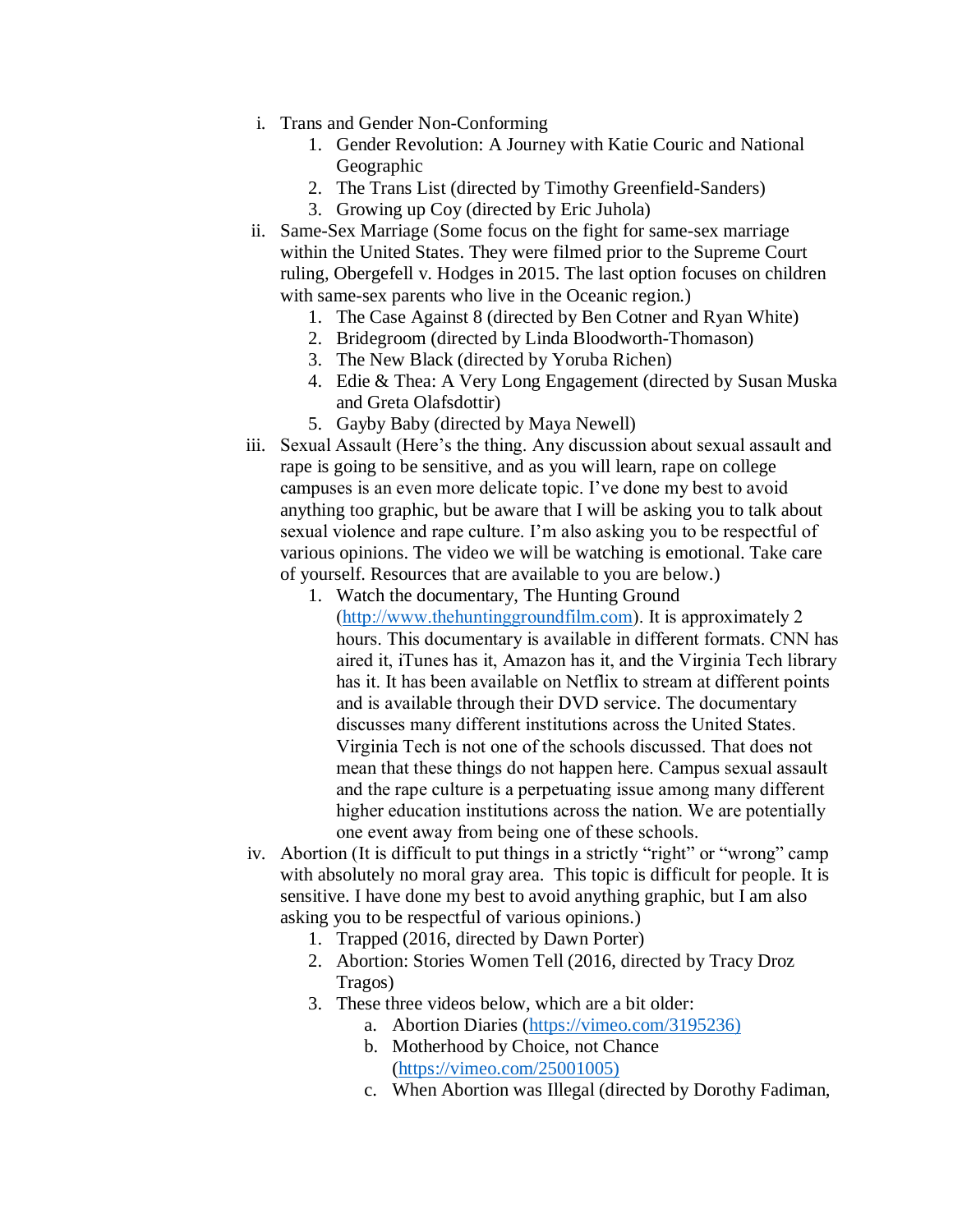i. Trans and Gender Non-Conforming
    1. Gender Revolution: A Journey with Katie Couric and National Geographic
    2. The Trans List (directed by Timothy Greenfield-Sanders)
    3. Growing up Coy (directed by Eric Juhola)

ii. Same-Sex Marriage (Some focus on the fight for same-sex marriage within the United States. They were filmed prior to the Supreme Court ruling, Obergefell v. Hodges in 2015. The last option focuses on children with same-sex parents who live in the Oceanic region.)
    1. The Case Against 8 (directed by Ben Cotner and Ryan White)
    2. Bridegroom (directed by Linda Bloodworth-Thomason)
    3. The New Black (directed by Yoruba Richen)
    4. Edie & Thea: A Very Long Engagement (directed by Susan Muska and Greta Olafsdottir)
    5. Gayby Baby (directed by Maya Newell)

iii. Sexual Assault (Here's the thing. Any discussion about sexual assault and rape is going to be sensitive, and as you will learn, rape on college campuses is an even more delicate topic. I've done my best to avoid anything too graphic, but be aware that I will be asking you to talk about sexual violence and rape culture. I'm also asking you to be respectful of various opinions. The video we will be watching is emotional. Take care of yourself. Resources that are available to you are below.)
    1. Watch the documentary, The Hunting Ground (http://www.thehuntinggroundfilm.com). It is approximately 2 hours. This documentary is available in different formats. CNN has aired it, iTunes has it, Amazon has it, and the Virginia Tech library has it. It has been available on Netflix to stream at different points and is available through their DVD service. The documentary discusses many different institutions across the United States. Virginia Tech is not one of the schools discussed. That does not mean that these things do not happen here. Campus sexual assault and the rape culture is a perpetuating issue among many different higher education institutions across the nation. We are potentially one event away from being one of these schools.

iv. Abortion (It is difficult to put things in a strictly "right" or "wrong" camp with absolutely no moral gray area. This topic is difficult for people. It is sensitive. I have done my best to avoid anything graphic, but I am also asking you to be respectful of various opinions.)
    1. Trapped (2016, directed by Dawn Porter)
    2. Abortion: Stories Women Tell (2016, directed by Tracy Droz Tragos)
    3. These three videos below, which are a bit older:
        a. Abortion Diaries (https://vimeo.com/3195236)
        b. Motherhood by Choice, not Chance (https://vimeo.com/25001005)
        c. When Abortion was Illegal (directed by Dorothy Fadiman,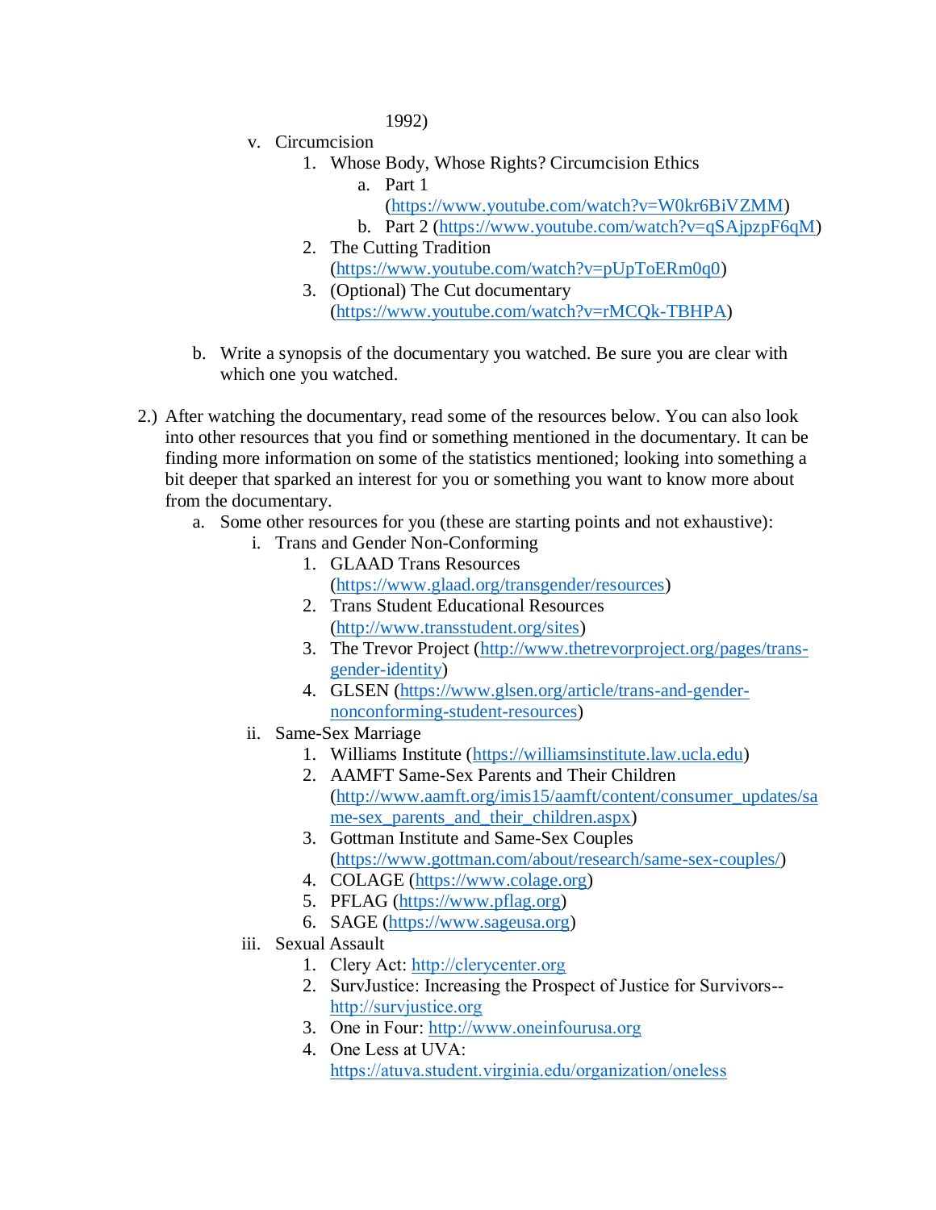1992)

v. Circumcision
    1. Whose Body, Whose Rights? Circumcision Ethics
        a. Part 1 (https://www.youtube.com/watch?v=W0kr6BiVZMM)
        b. Part 2 (https://www.youtube.com/watch?v=qSAjpzpF6qM)
    2. The Cutting Tradition (https://www.youtube.com/watch?v=pUpToERm0q0)
    3. (Optional) The Cut documentary (https://www.youtube.com/watch?v=rMCQk-TBHPA)

b. Write a synopsis of the documentary you watched. Be sure you are clear with which one you watched.

2.) After watching the documentary, read some of the resources below. You can also look into other resources that you find or something mentioned in the documentary. It can be finding more information on some of the statistics mentioned; looking into something a bit deeper that sparked an interest for you or something you want to know more about from the documentary.

a. Some other resources for you (these are starting points and not exhaustive):
    i. Trans and Gender Non-Conforming
        1. GLAAD Trans Resources (https://www.glaad.org/transgender/resources)
        2. Trans Student Educational Resources (http://www.transstudent.org/sites)
        3. The Trevor Project (http://www.thetrevorproject.org/pages/trans-gender-identity)
        4. GLSEN (https://www.glsen.org/article/trans-and-gender-nonconforming-student-resources)
    ii. Same-Sex Marriage
        1. Williams Institute (https://williamsinstitute.law.ucla.edu)
        2. AAMFT Same-Sex Parents and Their Children (http://www.aamft.org/imis15/aamft/content/consumer_updates/same-sex_parents_and_their_children.aspx)
        3. Gottman Institute and Same-Sex Couples (https://www.gottman.com/about/research/same-sex-couples/)
        4. COLAGE (https://www.colage.org)
        5. PFLAG (https://www.pflag.org)
        6. SAGE (https://www.sageusa.org)
    iii. Sexual Assault
        1. Clery Act: http://clerycenter.org
        2. SurvJustice: Increasing the Prospect of Justice for Survivors--http://survjustice.org
        3. One in Four: http://www.oneinfourusa.org
        4. One Less at UVA: https://atuva.student.virginia.edu/organization/oneless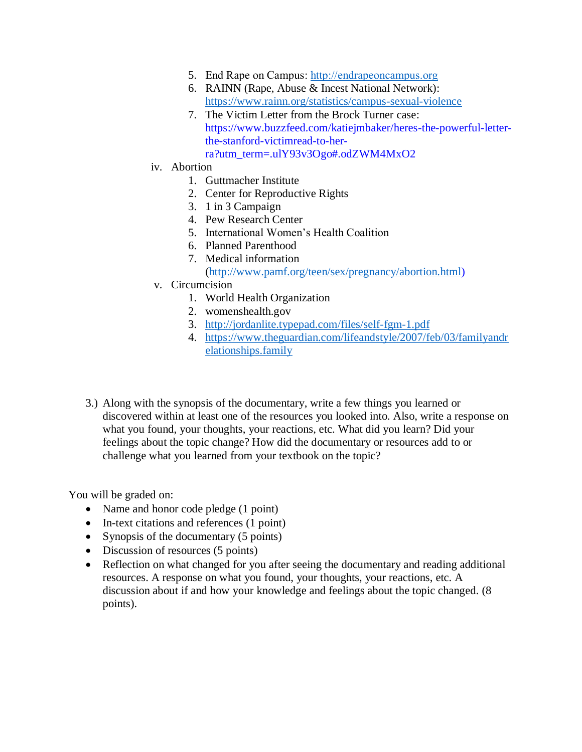5. End Rape on Campus: http://endrapeoncampus.org
6. RAINN (Rape, Abuse & Incest National Network): https://www.rainn.org/statistics/campus-sexual-violence
7. The Victim Letter from the Brock Turner case: https://www.buzzfeed.com/katiejmbaker/heres-the-powerful-letter-the-stanford-victimread-to-her-ra?utm_term=.ulY93v3Ogo#.odZWM4MxO2

iv. Abortion

1. Guttmacher Institute
2. Center for Reproductive Rights
3. 1 in 3 Campaign
4. Pew Research Center
5. International Women's Health Coalition
6. Planned Parenthood
7. Medical information (http://www.pamf.org/teen/sex/pregnancy/abortion.html)

v. Circumcision

1. World Health Organization
2. womenshealth.gov
3. http://jordanlite.typepad.com/files/self-fgm-1.pdf
4. https://www.theguardian.com/lifeandstyle/2007/feb/03/familyandrelationships.family

3.) Along with the synopsis of the documentary, write a few things you learned or discovered within at least one of the resources you looked into. Also, write a response on what you found, your thoughts, your reactions, etc. What did you learn? Did your feelings about the topic change? How did the documentary or resources add to or challenge what you learned from your textbook on the topic?

You will be graded on:

- Name and honor code pledge (1 point)
- In-text citations and references (1 point)
- Synopsis of the documentary (5 points)
- Discussion of resources (5 points)
- Reflection on what changed for you after seeing the documentary and reading additional resources. A response on what you found, your thoughts, your reactions, etc. A discussion about if and how your knowledge and feelings about the topic changed. (8 points).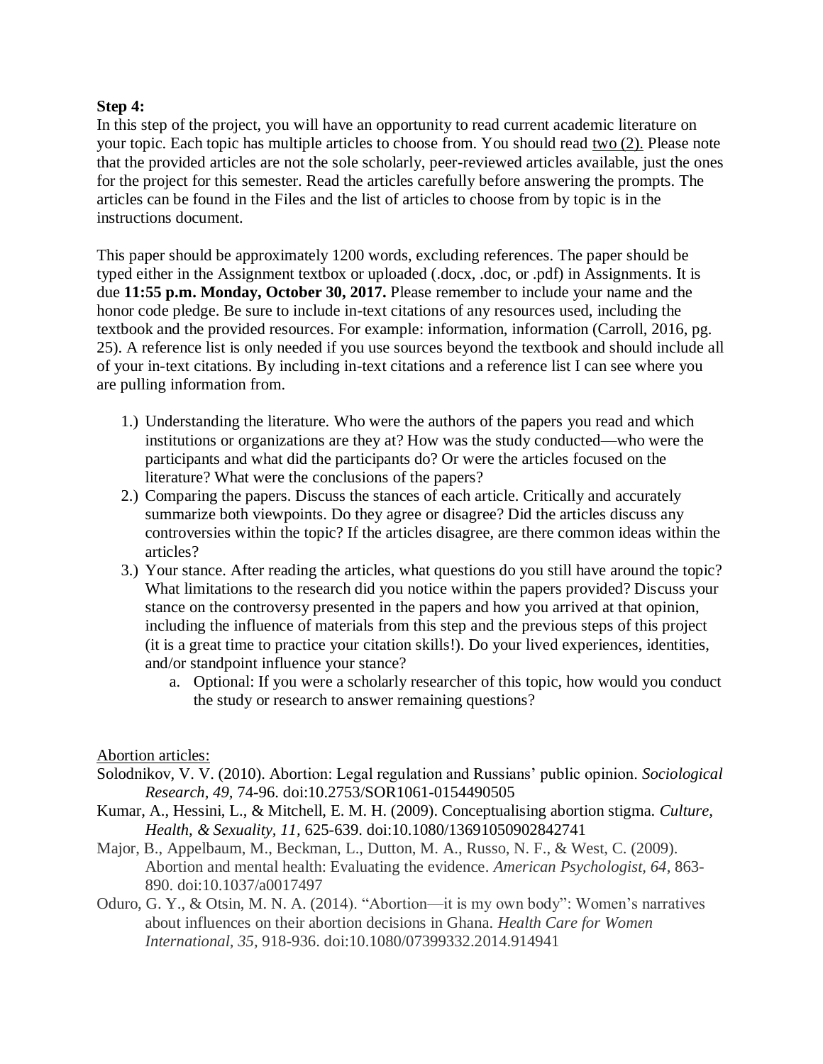**Step 4:**

In this step of the project, you will have an opportunity to read current academic literature on your topic. Each topic has multiple articles to choose from. You should read two (2). Please note that the provided articles are not the sole scholarly, peer-reviewed articles available, just the ones for the project for this semester. Read the articles carefully before answering the prompts. The articles can be found in the Files and the list of articles to choose from by topic is in the instructions document.

This paper should be approximately 1200 words, excluding references. The paper should be typed either in the Assignment textbox or uploaded (.docx, .doc, or .pdf) in Assignments. It is due **11:55 p.m. Monday, October 30, 2017.** Please remember to include your name and the honor code pledge. Be sure to include in-text citations of any resources used, including the textbook and the provided resources. For example: information, information (Carroll, 2016, pg. 25). A reference list is only needed if you use sources beyond the textbook and should include all of your in-text citations. By including in-text citations and a reference list I can see where you are pulling information from.

1.) Understanding the literature. Who were the authors of the papers you read and which institutions or organizations are they at? How was the study conducted—who were the participants and what did the participants do? Or were the articles focused on the literature? What were the conclusions of the papers?
2.) Comparing the papers. Discuss the stances of each article. Critically and accurately summarize both viewpoints. Do they agree or disagree? Did the articles discuss any controversies within the topic? If the articles disagree, are there common ideas within the articles?
3.) Your stance. After reading the articles, what questions do you still have around the topic? What limitations to the research did you notice within the papers provided? Discuss your stance on the controversy presented in the papers and how you arrived at that opinion, including the influence of materials from this step and the previous steps of this project (it is a great time to practice your citation skills!). Do your lived experiences, identities, and/or standpoint influence your stance?
    a. Optional: If you were a scholarly researcher of this topic, how would you conduct the study or research to answer remaining questions?

Abortion articles:

Solodnikov, V. V. (2010). Abortion: Legal regulation and Russians' public opinion. *Sociological Research, 49,* 74-96. doi:10.2753/SOR1061-0154490505

Kumar, A., Hessini, L., & Mitchell, E. M. H. (2009). Conceptualising abortion stigma. *Culture, Health, & Sexuality, 11,* 625-639. doi:10.1080/13691050902842741

Major, B., Appelbaum, M., Beckman, L., Dutton, M. A., Russo, N. F., & West, C. (2009). Abortion and mental health: Evaluating the evidence. *American Psychologist, 64*, 863-890. doi:10.1037/a0017497

Oduro, G. Y., & Otsin, M. N. A. (2014). "Abortion—it is my own body": Women's narratives about influences on their abortion decisions in Ghana. *Health Care for Women International, 35*, 918-936. doi:10.1080/07399332.2014.914941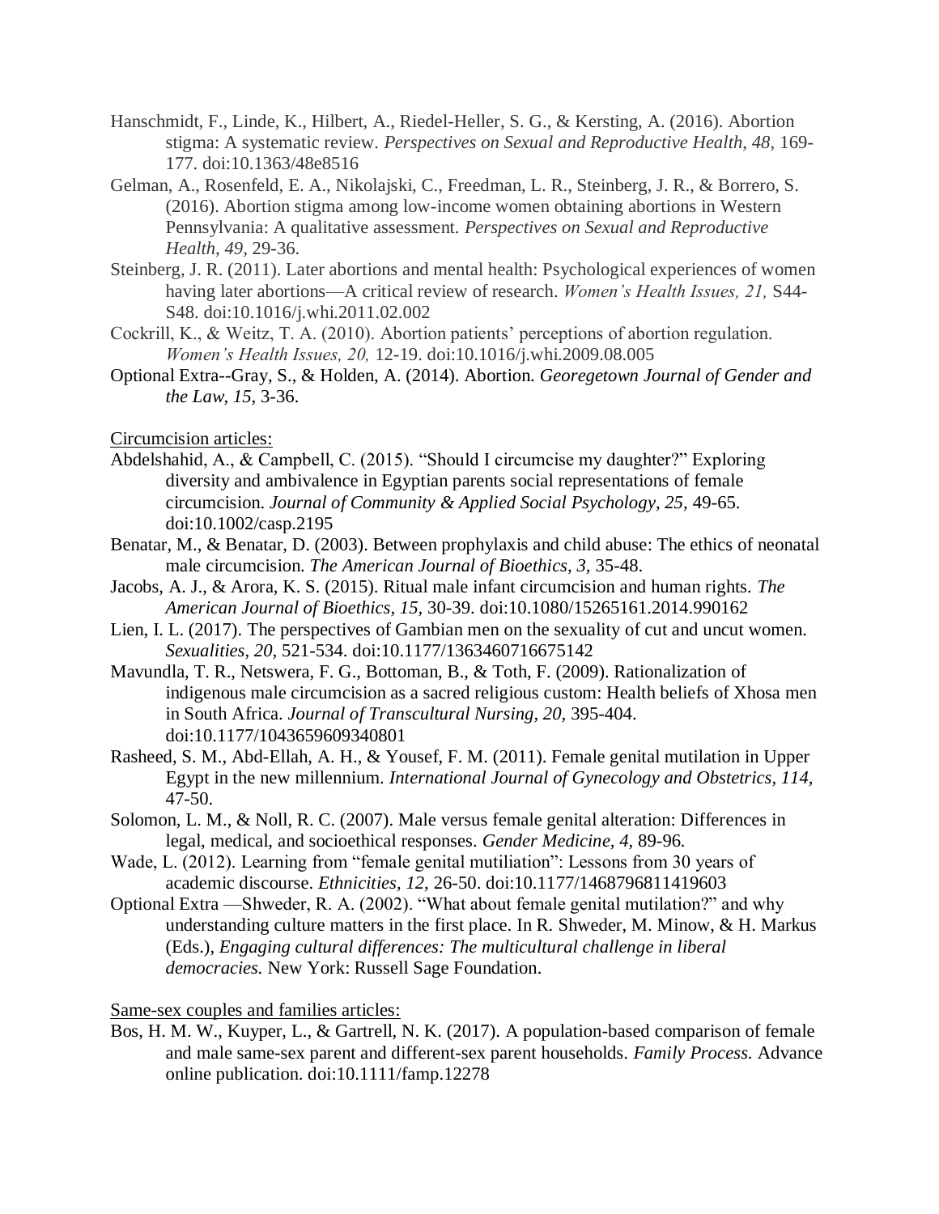Hanschmidt, F., Linde, K., Hilbert, A., Riedel-Heller, S. G., & Kersting, A. (2016). Abortion stigma: A systematic review. *Perspectives on Sexual and Reproductive Health, 48,* 169-177. doi:10.1363/48e8516

Gelman, A., Rosenfeld, E. A., Nikolajski, C., Freedman, L. R., Steinberg, J. R., & Borrero, S. (2016). Abortion stigma among low-income women obtaining abortions in Western Pennsylvania: A qualitative assessment. *Perspectives on Sexual and Reproductive Health, 49,* 29-36.

Steinberg, J. R. (2011). Later abortions and mental health: Psychological experiences of women having later abortions—A critical review of research. *Women's Health Issues, 21,* S44-S48. doi:10.1016/j.whi.2011.02.002

Cockrill, K., & Weitz, T. A. (2010). Abortion patients' perceptions of abortion regulation. *Women's Health Issues, 20,* 12-19. doi:10.1016/j.whi.2009.08.005

Optional Extra--Gray, S., & Holden, A. (2014). Abortion. *Georegetown Journal of Gender and the Law, 15,* 3-36.

<u>Circumcision articles:</u>

Abdelshahid, A., & Campbell, C. (2015). "Should I circumcise my daughter?" Exploring diversity and ambivalence in Egyptian parents social representations of female circumcision. *Journal of Community & Applied Social Psychology, 25,* 49-65. doi:10.1002/casp.2195

Benatar, M., & Benatar, D. (2003). Between prophylaxis and child abuse: The ethics of neonatal male circumcision. *The American Journal of Bioethics, 3,* 35-48.

Jacobs, A. J., & Arora, K. S. (2015). Ritual male infant circumcision and human rights. *The American Journal of Bioethics, 15,* 30-39. doi:10.1080/15265161.2014.990162

Lien, I. L. (2017). The perspectives of Gambian men on the sexuality of cut and uncut women. *Sexualities, 20,* 521-534. doi:10.1177/1363460716675142

Mavundla, T. R., Netswera, F. G., Bottoman, B., & Toth, F. (2009). Rationalization of indigenous male circumcision as a sacred religious custom: Health beliefs of Xhosa men in South Africa. *Journal of Transcultural Nursing, 20,* 395-404. doi:10.1177/1043659609340801

Rasheed, S. M., Abd-Ellah, A. H., & Yousef, F. M. (2011). Female genital mutilation in Upper Egypt in the new millennium. *International Journal of Gynecology and Obstetrics, 114,* 47-50.

Solomon, L. M., & Noll, R. C. (2007). Male versus female genital alteration: Differences in legal, medical, and socioethical responses. *Gender Medicine, 4,* 89-96.

Wade, L. (2012). Learning from "female genital mutiliation": Lessons from 30 years of academic discourse. *Ethnicities, 12,* 26-50. doi:10.1177/1468796811419603

Optional Extra —Shweder, R. A. (2002). "What about female genital mutilation?" and why understanding culture matters in the first place. In R. Shweder, M. Minow, & H. Markus (Eds.), *Engaging cultural differences: The multicultural challenge in liberal democracies.* New York: Russell Sage Foundation.

<u>Same-sex couples and families articles:</u>

Bos, H. M. W., Kuyper, L., & Gartrell, N. K. (2017). A population-based comparison of female and male same-sex parent and different-sex parent households. *Family Process.* Advance online publication. doi:10.1111/famp.12278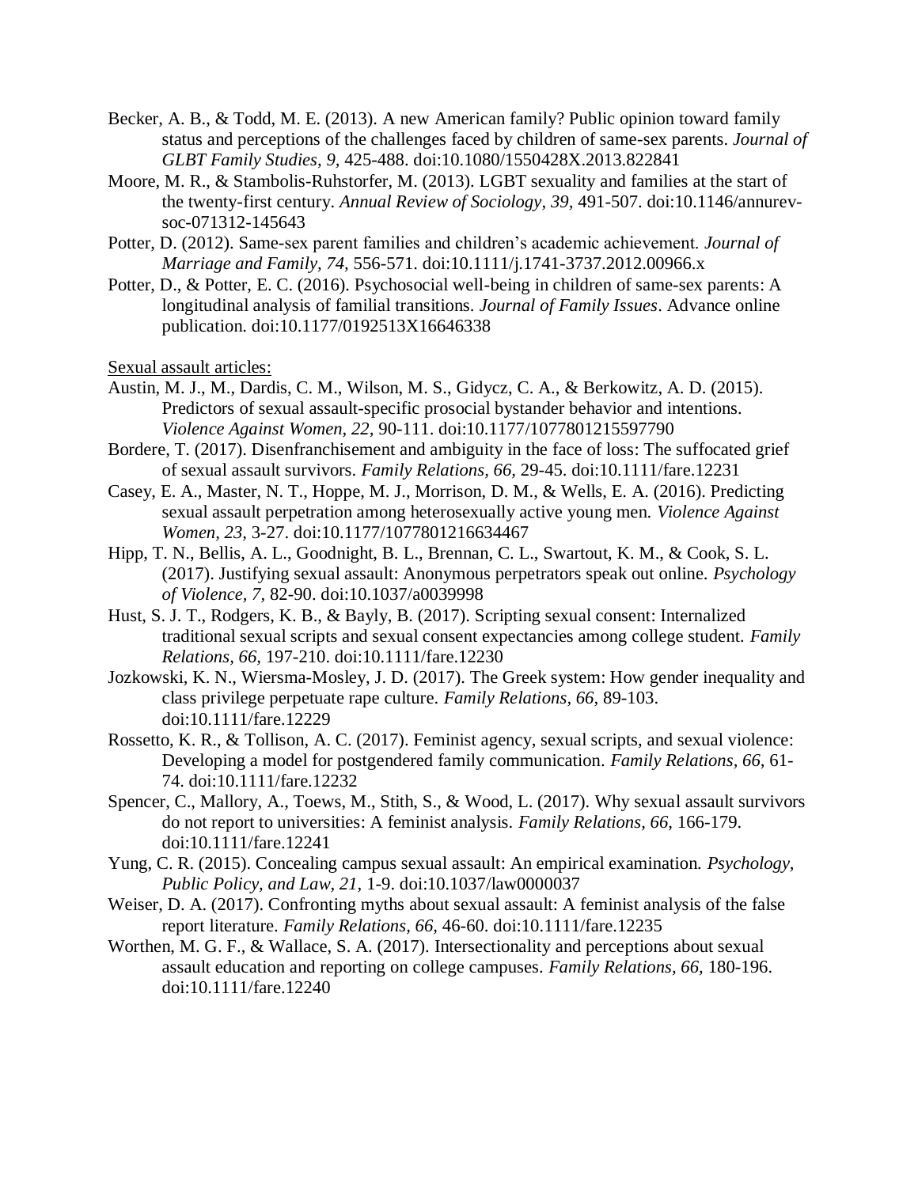Becker, A. B., & Todd, M. E. (2013). A new American family? Public opinion toward family status and perceptions of the challenges faced by children of same-sex parents. *Journal of GLBT Family Studies, 9,* 425-488. doi:10.1080/1550428X.2013.822841

Moore, M. R., & Stambolis-Ruhstorfer, M. (2013). LGBT sexuality and families at the start of the twenty-first century. *Annual Review of Sociology, 39,* 491-507. doi:10.1146/annurev-soc-071312-145643

Potter, D. (2012). Same-sex parent families and children's academic achievement. *Journal of Marriage and Family, 74,* 556-571. doi:10.1111/j.1741-3737.2012.00966.x

Potter, D., & Potter, E. C. (2016). Psychosocial well-being in children of same-sex parents: A longitudinal analysis of familial transitions. *Journal of Family Issues*. Advance online publication. doi:10.1177/0192513X16646338

<u>Sexual assault articles:</u>

Austin, M. J., M., Dardis, C. M., Wilson, M. S., Gidycz, C. A., & Berkowitz, A. D. (2015). Predictors of sexual assault-specific prosocial bystander behavior and intentions. *Violence Against Women, 22,* 90-111. doi:10.1177/1077801215597790

Bordere, T. (2017). Disenfranchisement and ambiguity in the face of loss: The suffocated grief of sexual assault survivors. *Family Relations, 66,* 29-45. doi:10.1111/fare.12231

Casey, E. A., Master, N. T., Hoppe, M. J., Morrison, D. M., & Wells, E. A. (2016). Predicting sexual assault perpetration among heterosexually active young men. *Violence Against Women, 23,* 3-27. doi:10.1177/1077801216634467

Hipp, T. N., Bellis, A. L., Goodnight, B. L., Brennan, C. L., Swartout, K. M., & Cook, S. L. (2017). Justifying sexual assault: Anonymous perpetrators speak out online. *Psychology of Violence, 7,* 82-90. doi:10.1037/a0039998

Hust, S. J. T., Rodgers, K. B., & Bayly, B. (2017). Scripting sexual consent: Internalized traditional sexual scripts and sexual consent expectancies among college student. *Family Relations, 66,* 197-210. doi:10.1111/fare.12230

Jozkowski, K. N., Wiersma-Mosley, J. D. (2017). The Greek system: How gender inequality and class privilege perpetuate rape culture. *Family Relations, 66,* 89-103. doi:10.1111/fare.12229

Rossetto, K. R., & Tollison, A. C. (2017). Feminist agency, sexual scripts, and sexual violence: Developing a model for postgendered family communication. *Family Relations, 66,* 61-74. doi:10.1111/fare.12232

Spencer, C., Mallory, A., Toews, M., Stith, S., & Wood, L. (2017). Why sexual assault survivors do not report to universities: A feminist analysis. *Family Relations, 66,* 166-179. doi:10.1111/fare.12241

Yung, C. R. (2015). Concealing campus sexual assault: An empirical examination. *Psychology, Public Policy, and Law, 21,* 1-9. doi:10.1037/law0000037

Weiser, D. A. (2017). Confronting myths about sexual assault: A feminist analysis of the false report literature. *Family Relations, 66,* 46-60. doi:10.1111/fare.12235

Worthen, M. G. F., & Wallace, S. A. (2017). Intersectionality and perceptions about sexual assault education and reporting on college campuses. *Family Relations, 66,* 180-196. doi:10.1111/fare.12240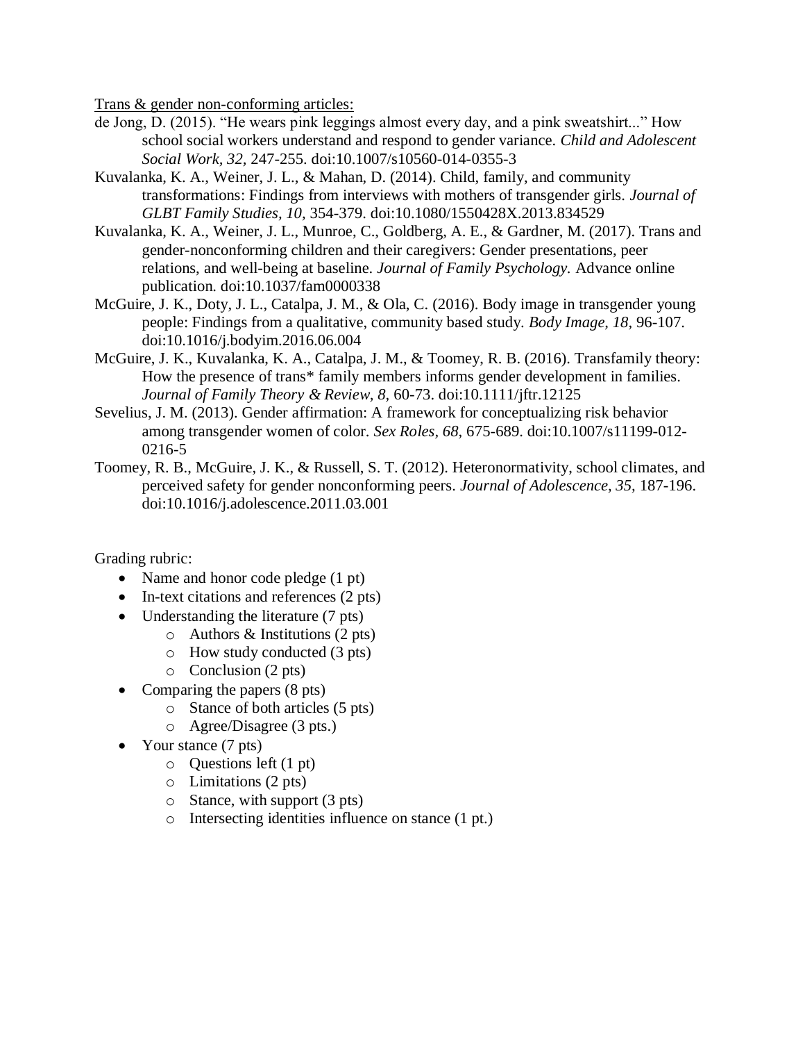<u>Trans & gender non-conforming articles:</u>

de Jong, D. (2015). "He wears pink leggings almost every day, and a pink sweatshirt..." How school social workers understand and respond to gender variance. *Child and Adolescent Social Work, 32,* 247-255. doi:10.1007/s10560-014-0355-3

Kuvalanka, K. A., Weiner, J. L., & Mahan, D. (2014). Child, family, and community transformations: Findings from interviews with mothers of transgender girls. *Journal of GLBT Family Studies, 10,* 354-379. doi:10.1080/1550428X.2013.834529

Kuvalanka, K. A., Weiner, J. L., Munroe, C., Goldberg, A. E., & Gardner, M. (2017). Trans and gender-nonconforming children and their caregivers: Gender presentations, peer relations, and well-being at baseline. *Journal of Family Psychology.* Advance online publication. doi:10.1037/fam0000338

McGuire, J. K., Doty, J. L., Catalpa, J. M., & Ola, C. (2016). Body image in transgender young people: Findings from a qualitative, community based study. *Body Image, 18,* 96-107. doi:10.1016/j.bodyim.2016.06.004

McGuire, J. K., Kuvalanka, K. A., Catalpa, J. M., & Toomey, R. B. (2016). Transfamily theory: How the presence of trans* family members informs gender development in families. *Journal of Family Theory & Review, 8,* 60-73. doi:10.1111/jftr.12125

Sevelius, J. M. (2013). Gender affirmation: A framework for conceptualizing risk behavior among transgender women of color. *Sex Roles, 68,* 675-689. doi:10.1007/s11199-012-0216-5

Toomey, R. B., McGuire, J. K., & Russell, S. T. (2012). Heteronormativity, school climates, and perceived safety for gender nonconforming peers. *Journal of Adolescence, 35,* 187-196. doi:10.1016/j.adolescence.2011.03.001

Grading rubric:

- Name and honor code pledge (1 pt)
- In-text citations and references (2 pts)
- Understanding the literature (7 pts)
    - Authors & Institutions (2 pts)
    - How study conducted (3 pts)
    - Conclusion (2 pts)
- Comparing the papers (8 pts)
    - Stance of both articles (5 pts)
    - Agree/Disagree (3 pts.)
- Your stance (7 pts)
    - Questions left (1 pt)
    - Limitations (2 pts)
    - Stance, with support (3 pts)
    - Intersecting identities influence on stance (1 pt.)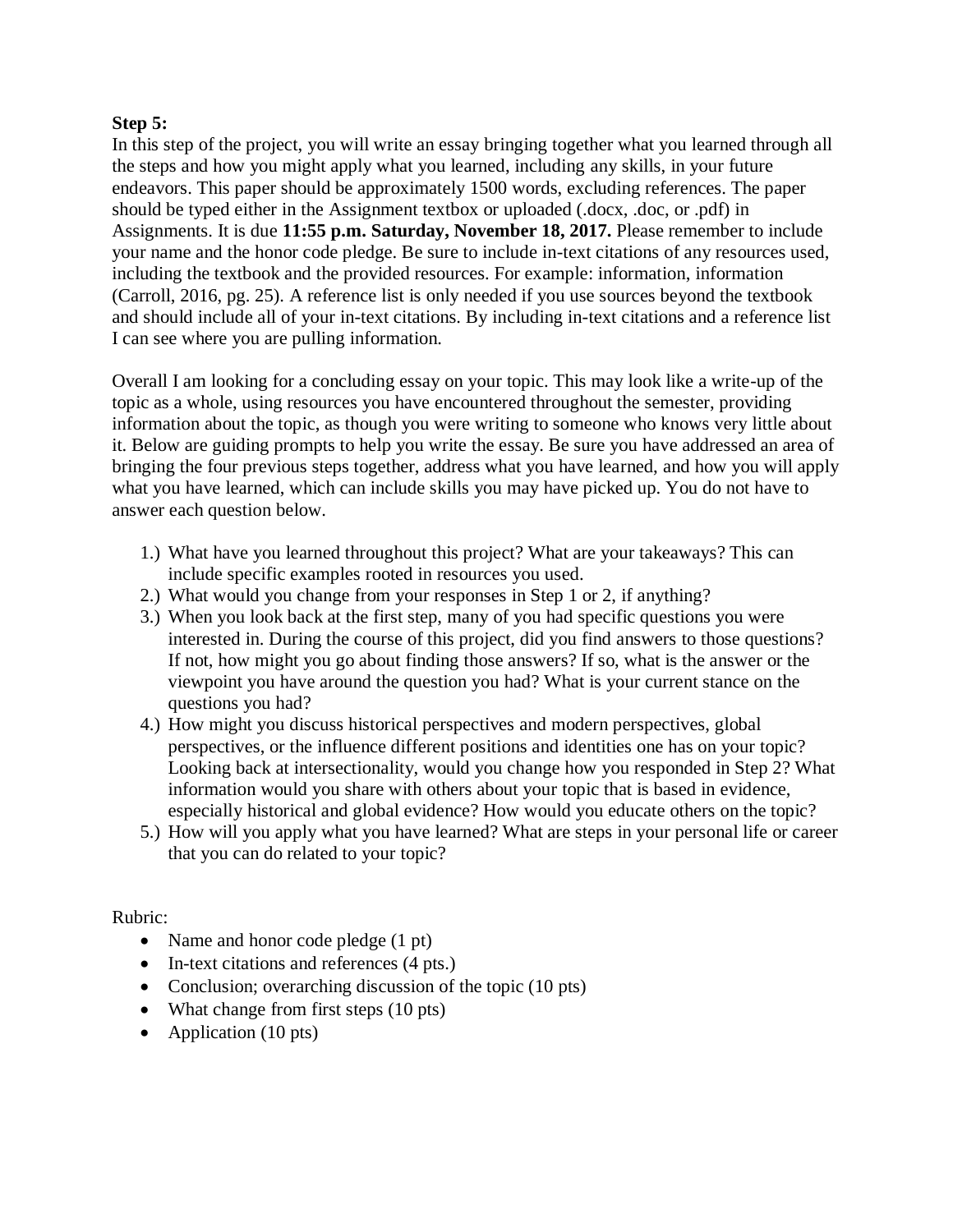**Step 5:**

In this step of the project, you will write an essay bringing together what you learned through all the steps and how you might apply what you learned, including any skills, in your future endeavors. This paper should be approximately 1500 words, excluding references. The paper should be typed either in the Assignment textbox or uploaded (.docx, .doc, or .pdf) in Assignments. It is due **11:55 p.m. Saturday, November 18, 2017.** Please remember to include your name and the honor code pledge. Be sure to include in-text citations of any resources used, including the textbook and the provided resources. For example: information, information (Carroll, 2016, pg. 25). A reference list is only needed if you use sources beyond the textbook and should include all of your in-text citations. By including in-text citations and a reference list I can see where you are pulling information.

Overall I am looking for a concluding essay on your topic. This may look like a write-up of the topic as a whole, using resources you have encountered throughout the semester, providing information about the topic, as though you were writing to someone who knows very little about it. Below are guiding prompts to help you write the essay. Be sure you have addressed an area of bringing the four previous steps together, address what you have learned, and how you will apply what you have learned, which can include skills you may have picked up. You do not have to answer each question below.

1.) What have you learned throughout this project? What are your takeaways? This can include specific examples rooted in resources you used.
2.) What would you change from your responses in Step 1 or 2, if anything?
3.) When you look back at the first step, many of you had specific questions you were interested in. During the course of this project, did you find answers to those questions? If not, how might you go about finding those answers? If so, what is the answer or the viewpoint you have around the question you had? What is your current stance on the questions you had?
4.) How might you discuss historical perspectives and modern perspectives, global perspectives, or the influence different positions and identities one has on your topic? Looking back at intersectionality, would you change how you responded in Step 2? What information would you share with others about your topic that is based in evidence, especially historical and global evidence? How would you educate others on the topic?
5.) How will you apply what you have learned? What are steps in your personal life or career that you can do related to your topic?

Rubric:

- Name and honor code pledge (1 pt)
- In-text citations and references (4 pts.)
- Conclusion; overarching discussion of the topic (10 pts)
- What change from first steps (10 pts)
- Application (10 pts)